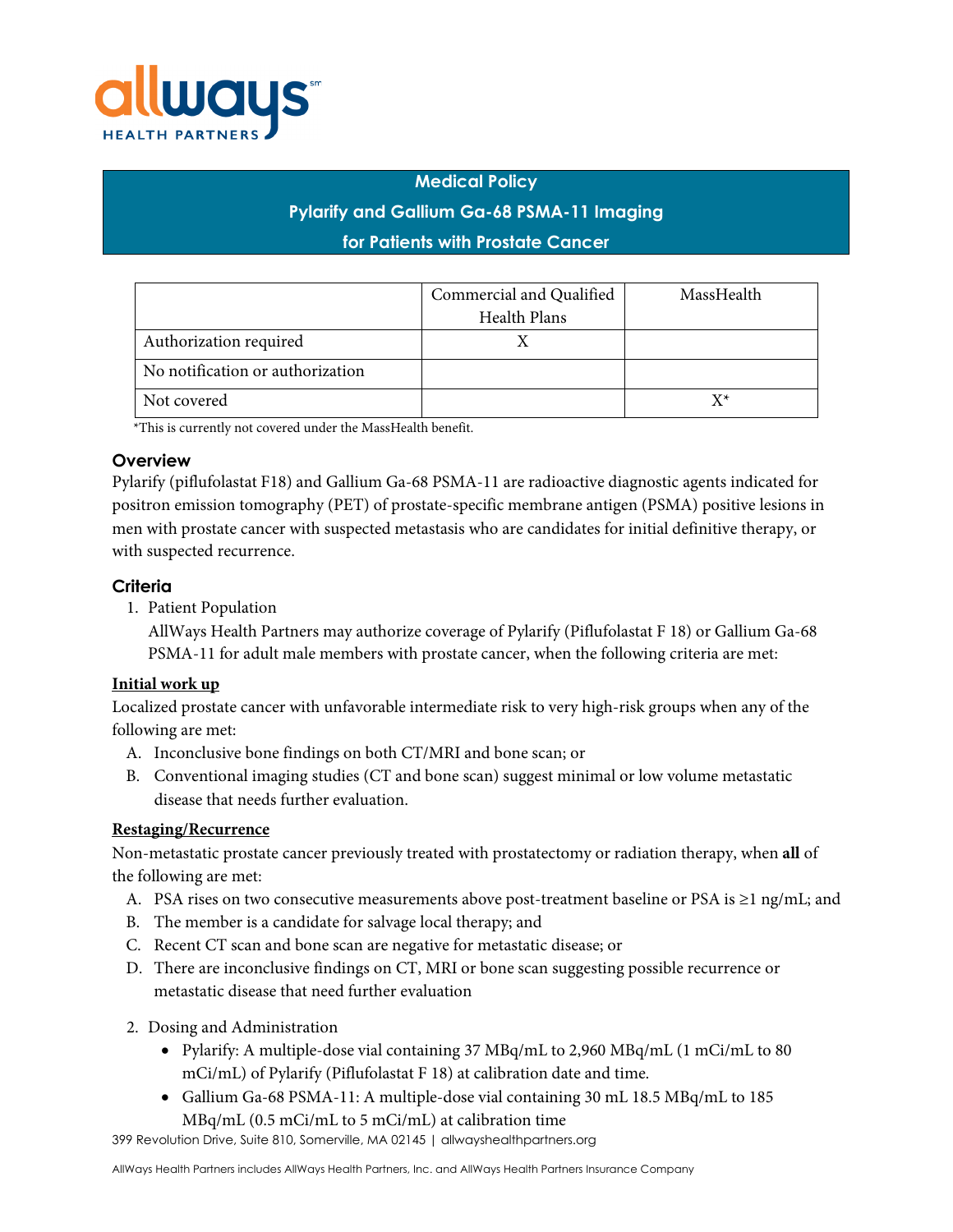allways[sm]
HEALTH PARTNERS

# Medical Policy
## Pylarify and Gallium Ga-68 PSMA-11 Imaging for Patients with Prostate Cancer

| | Commercial and Qualified Health Plans | MassHealth |
|---|---|---|
| Authorization required | X | |
| No notification or authorization | | |
| Not covered | | X* |

*This is currently not covered under the MassHealth benefit.

### Overview

Pylarify (piflufolastat F18) and Gallium Ga-68 PSMA-11 are radioactive diagnostic agents indicated for positron emission tomography (PET) of prostate-specific membrane antigen (PSMA) positive lesions in men with prostate cancer with suspected metastasis who are candidates for initial definitive therapy, or with suspected recurrence.

### Criteria

1. Patient Population

   AllWays Health Partners may authorize coverage of Pylarify (Piflufolastat F 18) or Gallium Ga-68 PSMA-11 for adult male members with prostate cancer, when the following criteria are met:

**Initial work up**

Localized prostate cancer with unfavorable intermediate risk to very high-risk groups when any of the following are met:

A. Inconclusive bone findings on both CT/MRI and bone scan; or
B. Conventional imaging studies (CT and bone scan) suggest minimal or low volume metastatic disease that needs further evaluation.

**Restaging/Recurrence**

Non-metastatic prostate cancer previously treated with prostatectomy or radiation therapy, when **all** of the following are met:

A. PSA rises on two consecutive measurements above post-treatment baseline or PSA is ≥1 ng/mL; and
B. The member is a candidate for salvage local therapy; and
C. Recent CT scan and bone scan are negative for metastatic disease; or
D. There are inconclusive findings on CT, MRI or bone scan suggesting possible recurrence or metastatic disease that need further evaluation

2. Dosing and Administration
   - Pylarify: A multiple-dose vial containing 37 MBq/mL to 2,960 MBq/mL (1 mCi/mL to 80 mCi/mL) of Pylarify (Piflufolastat F 18) at calibration date and time.
   - Gallium Ga-68 PSMA-11: A multiple-dose vial containing 30 mL 18.5 MBq/mL to 185 MBq/mL (0.5 mCi/mL to 5 mCi/mL) at calibration time

399 Revolution Drive, Suite 810, Somerville, MA 02145 | allwayshealthpartners.org

AllWays Health Partners includes AllWays Health Partners, Inc. and AllWays Health Partners Insurance Company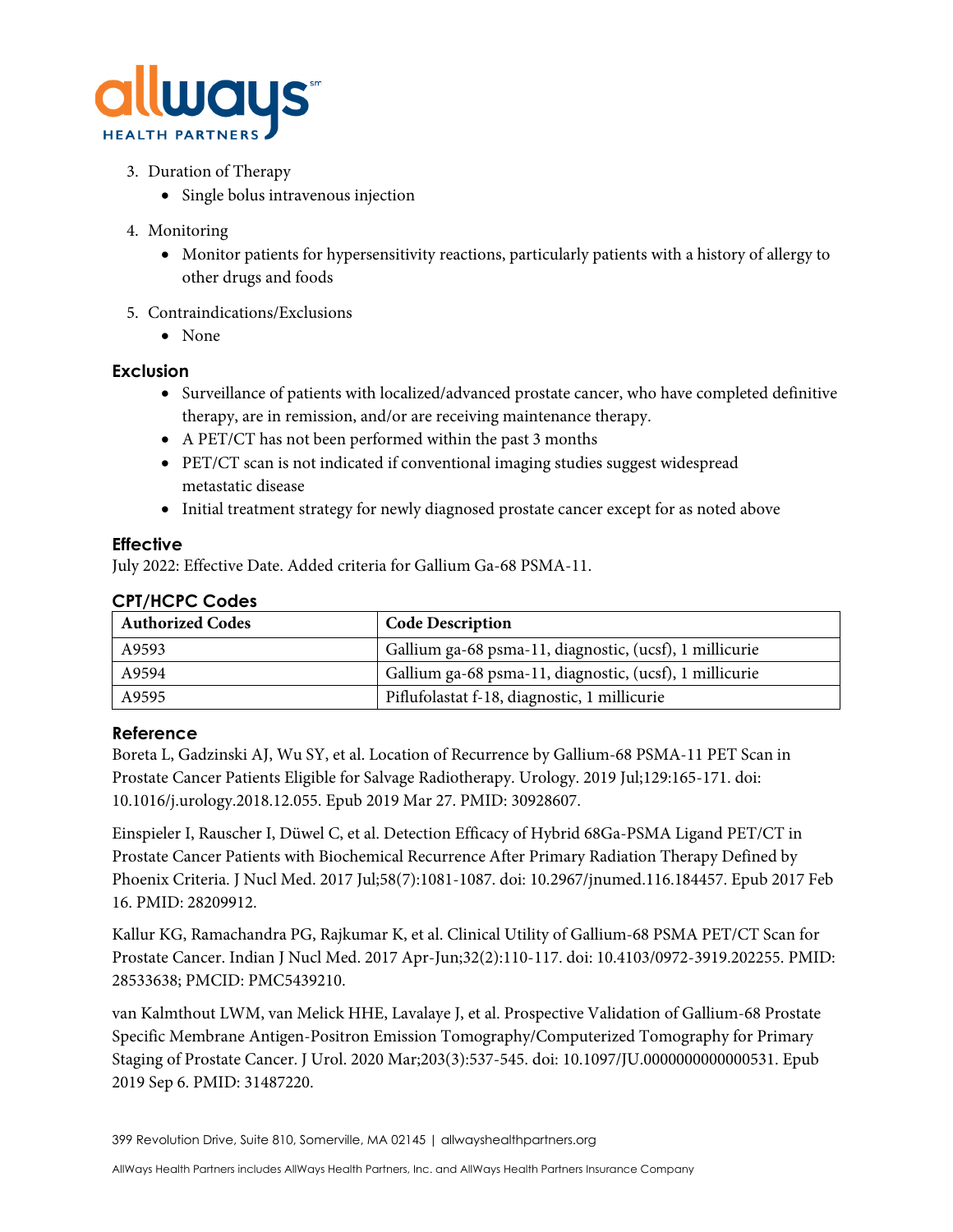3. Duration of Therapy
   - Single bolus intravenous injection
4. Monitoring
   - Monitor patients for hypersensitivity reactions, particularly patients with a history of allergy to other drugs and foods
5. Contraindications/Exclusions
   - None

## Exclusion

- Surveillance of patients with localized/advanced prostate cancer, who have completed definitive therapy, are in remission, and/or are receiving maintenance therapy.
- A PET/CT has not been performed within the past 3 months
- PET/CT scan is not indicated if conventional imaging studies suggest widespread metastatic disease
- Initial treatment strategy for newly diagnosed prostate cancer except for as noted above

## Effective

July 2022: Effective Date. Added criteria for Gallium Ga-68 PSMA-11.

## CPT/HCPC Codes

| Authorized Codes | Code Description |
|---|---|
| A9593 | Gallium ga-68 psma-11, diagnostic, (ucsf), 1 millicurie |
| A9594 | Gallium ga-68 psma-11, diagnostic, (ucsf), 1 millicurie |
| A9595 | Piflufolastat f-18, diagnostic, 1 millicurie |

## Reference

Boreta L, Gadzinski AJ, Wu SY, et al. Location of Recurrence by Gallium-68 PSMA-11 PET Scan in Prostate Cancer Patients Eligible for Salvage Radiotherapy. Urology. 2019 Jul;129:165-171. doi: 10.1016/j.urology.2018.12.055. Epub 2019 Mar 27. PMID: 30928607.

Einspieler I, Rauscher I, Düwel C, et al. Detection Efficacy of Hybrid 68Ga-PSMA Ligand PET/CT in Prostate Cancer Patients with Biochemical Recurrence After Primary Radiation Therapy Defined by Phoenix Criteria. J Nucl Med. 2017 Jul;58(7):1081-1087. doi: 10.2967/jnumed.116.184457. Epub 2017 Feb 16. PMID: 28209912.

Kallur KG, Ramachandra PG, Rajkumar K, et al. Clinical Utility of Gallium-68 PSMA PET/CT Scan for Prostate Cancer. Indian J Nucl Med. 2017 Apr-Jun;32(2):110-117. doi: 10.4103/0972-3919.202255. PMID: 28533638; PMCID: PMC5439210.

van Kalmthout LWM, van Melick HHE, Lavalaye J, et al. Prospective Validation of Gallium-68 Prostate Specific Membrane Antigen-Positron Emission Tomography/Computerized Tomography for Primary Staging of Prostate Cancer. J Urol. 2020 Mar;203(3):537-545. doi: 10.1097/JU.0000000000000531. Epub 2019 Sep 6. PMID: 31487220.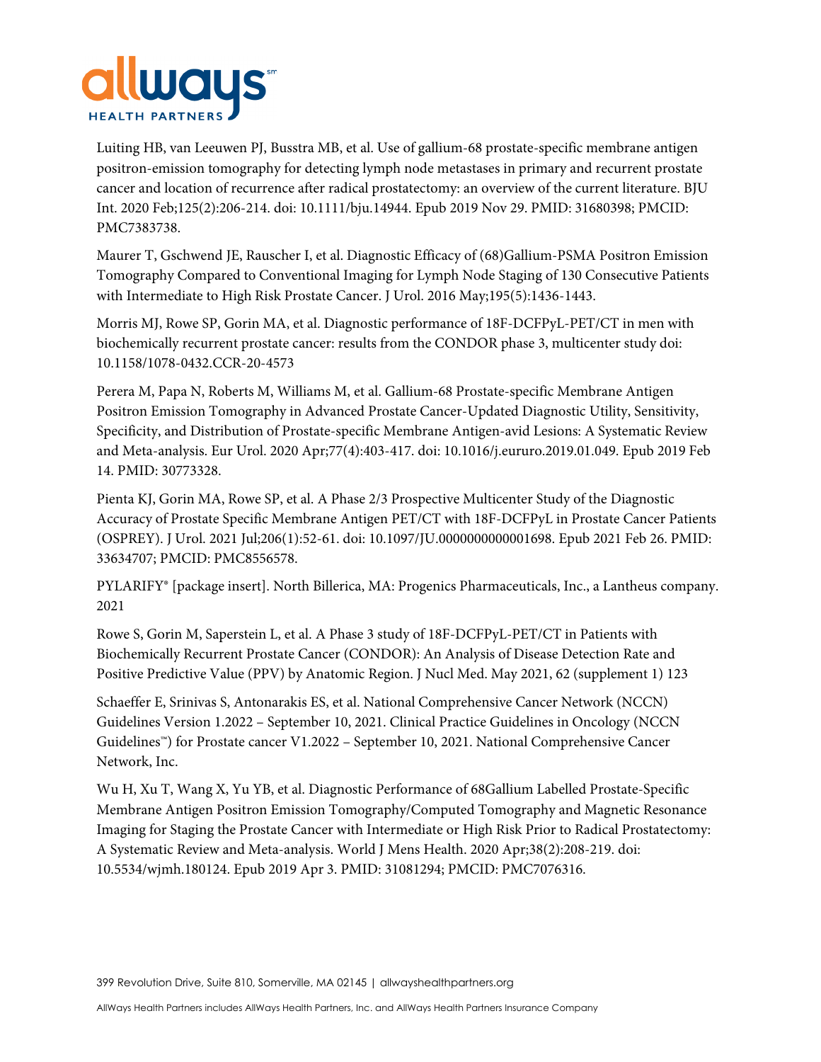Luiting HB, van Leeuwen PJ, Busstra MB, et al. Use of gallium-68 prostate-specific membrane antigen positron-emission tomography for detecting lymph node metastases in primary and recurrent prostate cancer and location of recurrence after radical prostatectomy: an overview of the current literature. BJU Int. 2020 Feb;125(2):206-214. doi: 10.1111/bju.14944. Epub 2019 Nov 29. PMID: 31680398; PMCID: PMC7383738.

Maurer T, Gschwend JE, Rauscher I, et al. Diagnostic Efficacy of (68)Gallium-PSMA Positron Emission Tomography Compared to Conventional Imaging for Lymph Node Staging of 130 Consecutive Patients with Intermediate to High Risk Prostate Cancer. J Urol. 2016 May;195(5):1436-1443.

Morris MJ, Rowe SP, Gorin MA, et al. Diagnostic performance of 18F-DCFPyL-PET/CT in men with biochemically recurrent prostate cancer: results from the CONDOR phase 3, multicenter study doi: 10.1158/1078-0432.CCR-20-4573

Perera M, Papa N, Roberts M, Williams M, et al. Gallium-68 Prostate-specific Membrane Antigen Positron Emission Tomography in Advanced Prostate Cancer-Updated Diagnostic Utility, Sensitivity, Specificity, and Distribution of Prostate-specific Membrane Antigen-avid Lesions: A Systematic Review and Meta-analysis. Eur Urol. 2020 Apr;77(4):403-417. doi: 10.1016/j.eururo.2019.01.049. Epub 2019 Feb 14. PMID: 30773328.

Pienta KJ, Gorin MA, Rowe SP, et al. A Phase 2/3 Prospective Multicenter Study of the Diagnostic Accuracy of Prostate Specific Membrane Antigen PET/CT with 18F-DCFPyL in Prostate Cancer Patients (OSPREY). J Urol. 2021 Jul;206(1):52-61. doi: 10.1097/JU.0000000000001698. Epub 2021 Feb 26. PMID: 33634707; PMCID: PMC8556578.

PYLARIFY® [package insert]. North Billerica, MA: Progenics Pharmaceuticals, Inc., a Lantheus company. 2021

Rowe S, Gorin M, Saperstein L, et al. A Phase 3 study of 18F-DCFPyL-PET/CT in Patients with Biochemically Recurrent Prostate Cancer (CONDOR): An Analysis of Disease Detection Rate and Positive Predictive Value (PPV) by Anatomic Region. J Nucl Med. May 2021, 62 (supplement 1) 123

Schaeffer E, Srinivas S, Antonarakis ES, et al. National Comprehensive Cancer Network (NCCN) Guidelines Version 1.2022 – September 10, 2021. Clinical Practice Guidelines in Oncology (NCCN Guidelines™) for Prostate cancer V1.2022 – September 10, 2021. National Comprehensive Cancer Network, Inc.

Wu H, Xu T, Wang X, Yu YB, et al. Diagnostic Performance of 68Gallium Labelled Prostate-Specific Membrane Antigen Positron Emission Tomography/Computed Tomography and Magnetic Resonance Imaging for Staging the Prostate Cancer with Intermediate or High Risk Prior to Radical Prostatectomy: A Systematic Review and Meta-analysis. World J Mens Health. 2020 Apr;38(2):208-219. doi: 10.5534/wjmh.180124. Epub 2019 Apr 3. PMID: 31081294; PMCID: PMC7076316.